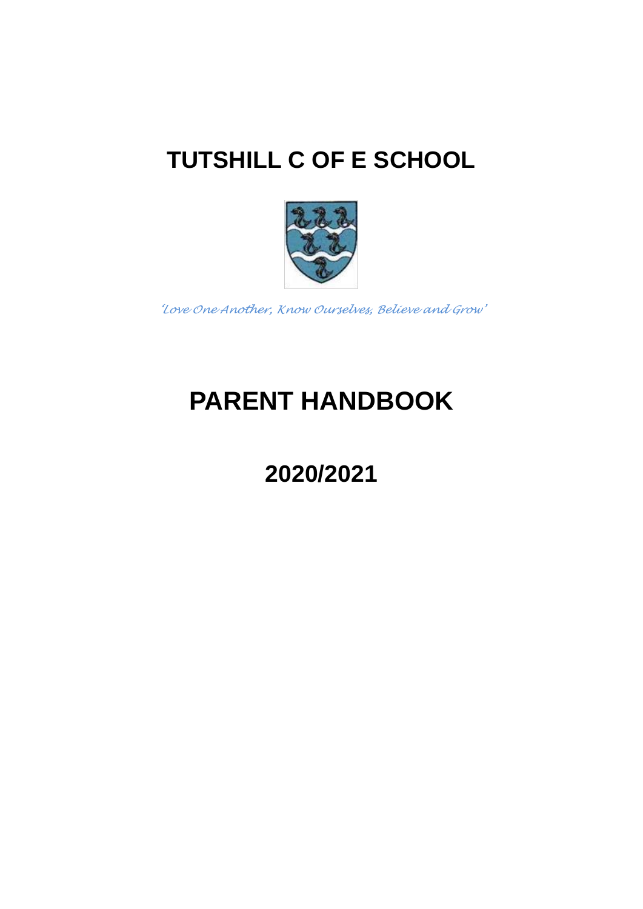# TUTSHILL C OF E SCHOOL

*'Love One Another, Know Ourselves, Believe and Grow'*

# PARENT HANDBOOK

## 2020/2021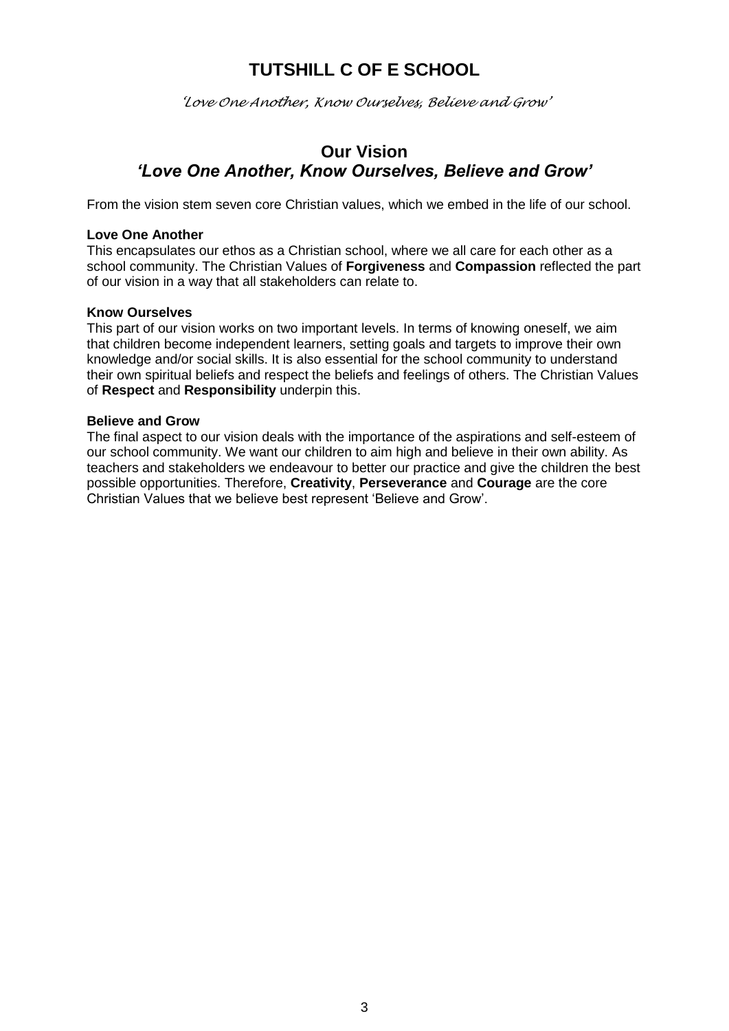# TUTSHILL C OF E SCHOOL

*'Love One Another, Know Ourselves, Believe and Grow'*

## Our Vision
## *'Love One Another, Know Ourselves, Believe and Grow'*

From the vision stem seven core Christian values, which we embed in the life of our school.

**Love One Another**
This encapsulates our ethos as a Christian school, where we all care for each other as a school community. The Christian Values of **Forgiveness** and **Compassion** reflected the part of our vision in a way that all stakeholders can relate to.

**Know Ourselves**
This part of our vision works on two important levels. In terms of knowing oneself, we aim that children become independent learners, setting goals and targets to improve their own knowledge and/or social skills. It is also essential for the school community to understand their own spiritual beliefs and respect the beliefs and feelings of others. The Christian Values of **Respect** and **Responsibility** underpin this.

**Believe and Grow**
The final aspect to our vision deals with the importance of the aspirations and self-esteem of our school community. We want our children to aim high and believe in their own ability. As teachers and stakeholders we endeavour to better our practice and give the children the best possible opportunities. Therefore, **Creativity**, **Perseverance** and **Courage** are the core Christian Values that we believe best represent 'Believe and Grow'.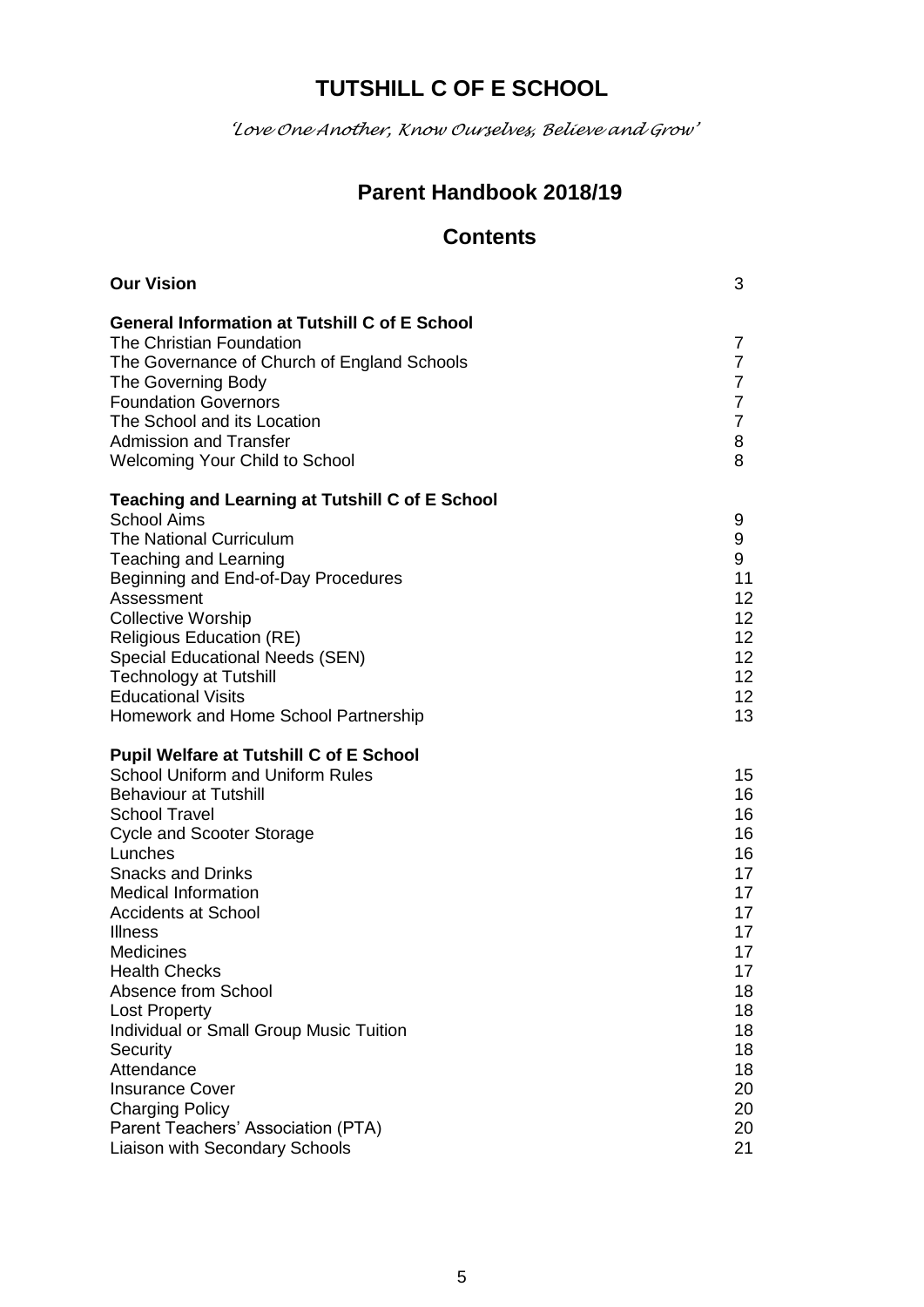# TUTSHILL C OF E SCHOOL

*'Love One Another, Know Ourselves, Believe and Grow'*

## Parent Handbook 2018/19

## Contents

| | |
|---|---|
| **Our Vision** | 3 |
| | |
| **General Information at Tutshill C of E School** | |
| The Christian Foundation | 7 |
| The Governance of Church of England Schools | 7 |
| The Governing Body | 7 |
| Foundation Governors | 7 |
| The School and its Location | 7 |
| Admission and Transfer | 8 |
| Welcoming Your Child to School | 8 |
| | |
| **Teaching and Learning at Tutshill C of E School** | |
| School Aims | 9 |
| The National Curriculum | 9 |
| Teaching and Learning | 9 |
| Beginning and End-of-Day Procedures | 11 |
| Assessment | 12 |
| Collective Worship | 12 |
| Religious Education (RE) | 12 |
| Special Educational Needs (SEN) | 12 |
| Technology at Tutshill | 12 |
| Educational Visits | 12 |
| Homework and Home School Partnership | 13 |
| | |
| **Pupil Welfare at Tutshill C of E School** | |
| School Uniform and Uniform Rules | 15 |
| Behaviour at Tutshill | 16 |
| School Travel | 16 |
| Cycle and Scooter Storage | 16 |
| Lunches | 16 |
| Snacks and Drinks | 17 |
| Medical Information | 17 |
| Accidents at School | 17 |
| Illness | 17 |
| Medicines | 17 |
| Health Checks | 17 |
| Absence from School | 18 |
| Lost Property | 18 |
| Individual or Small Group Music Tuition | 18 |
| Security | 18 |
| Attendance | 18 |
| Insurance Cover | 20 |
| Charging Policy | 20 |
| Parent Teachers' Association (PTA) | 20 |
| Liaison with Secondary Schools | 21 |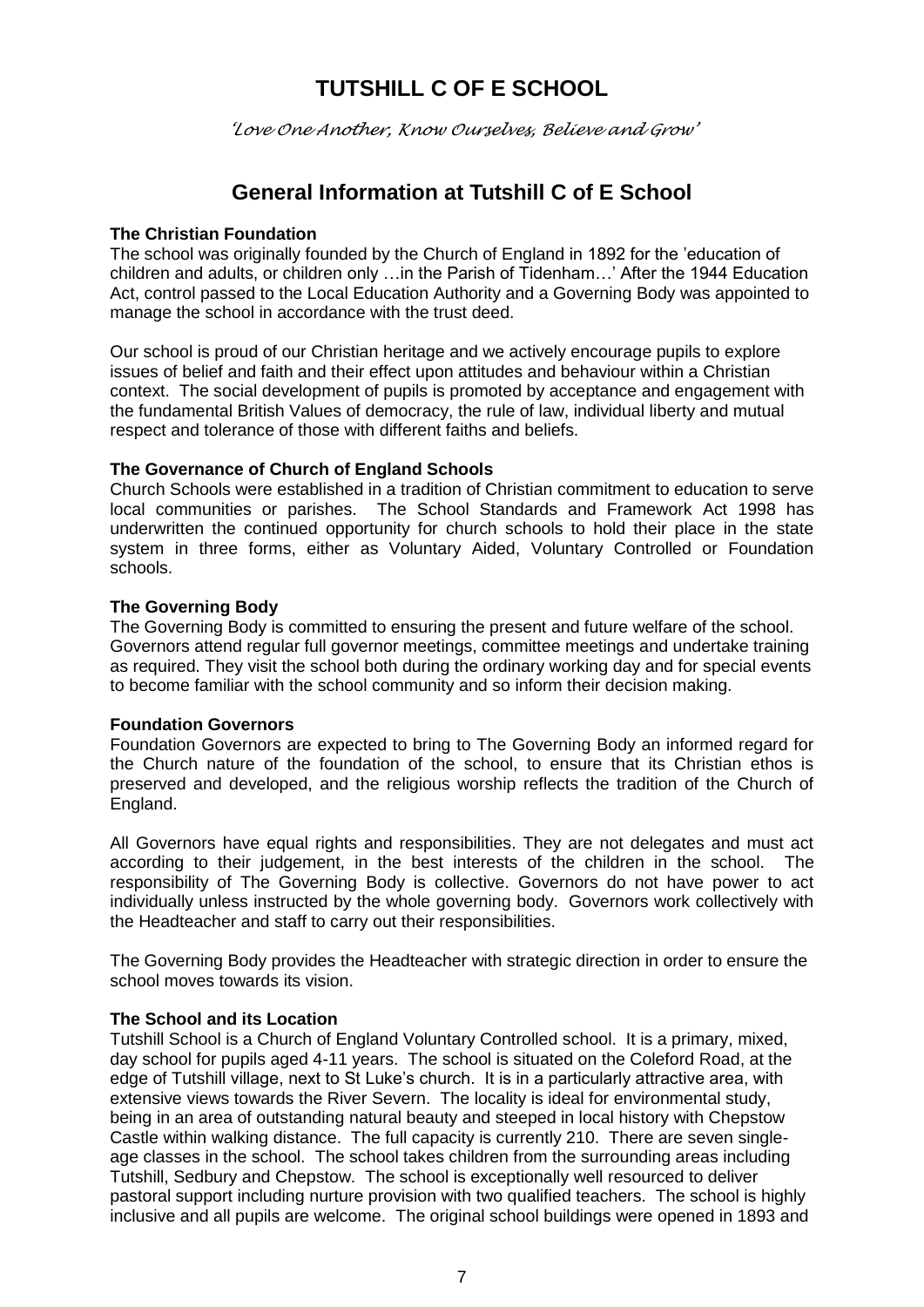# TUTSHILL C OF E SCHOOL

*'Love One Another, Know Ourselves, Believe and Grow'*

## General Information at Tutshill C of E School

**The Christian Foundation**

The school was originally founded by the Church of England in 1892 for the 'education of children and adults, or children only …in the Parish of Tidenham…' After the 1944 Education Act, control passed to the Local Education Authority and a Governing Body was appointed to manage the school in accordance with the trust deed.

Our school is proud of our Christian heritage and we actively encourage pupils to explore issues of belief and faith and their effect upon attitudes and behaviour within a Christian context. The social development of pupils is promoted by acceptance and engagement with the fundamental British Values of democracy, the rule of law, individual liberty and mutual respect and tolerance of those with different faiths and beliefs.

**The Governance of Church of England Schools**

Church Schools were established in a tradition of Christian commitment to education to serve local communities or parishes. The School Standards and Framework Act 1998 has underwritten the continued opportunity for church schools to hold their place in the state system in three forms, either as Voluntary Aided, Voluntary Controlled or Foundation schools.

**The Governing Body**

The Governing Body is committed to ensuring the present and future welfare of the school. Governors attend regular full governor meetings, committee meetings and undertake training as required. They visit the school both during the ordinary working day and for special events to become familiar with the school community and so inform their decision making.

**Foundation Governors**

Foundation Governors are expected to bring to The Governing Body an informed regard for the Church nature of the foundation of the school, to ensure that its Christian ethos is preserved and developed, and the religious worship reflects the tradition of the Church of England.

All Governors have equal rights and responsibilities. They are not delegates and must act according to their judgement, in the best interests of the children in the school. The responsibility of The Governing Body is collective. Governors do not have power to act individually unless instructed by the whole governing body. Governors work collectively with the Headteacher and staff to carry out their responsibilities.

The Governing Body provides the Headteacher with strategic direction in order to ensure the school moves towards its vision.

**The School and its Location**

Tutshill School is a Church of England Voluntary Controlled school. It is a primary, mixed, day school for pupils aged 4-11 years. The school is situated on the Coleford Road, at the edge of Tutshill village, next to St Luke's church. It is in a particularly attractive area, with extensive views towards the River Severn. The locality is ideal for environmental study, being in an area of outstanding natural beauty and steeped in local history with Chepstow Castle within walking distance. The full capacity is currently 210. There are seven single-age classes in the school. The school takes children from the surrounding areas including Tutshill, Sedbury and Chepstow. The school is exceptionally well resourced to deliver pastoral support including nurture provision with two qualified teachers. The school is highly inclusive and all pupils are welcome. The original school buildings were opened in 1893 and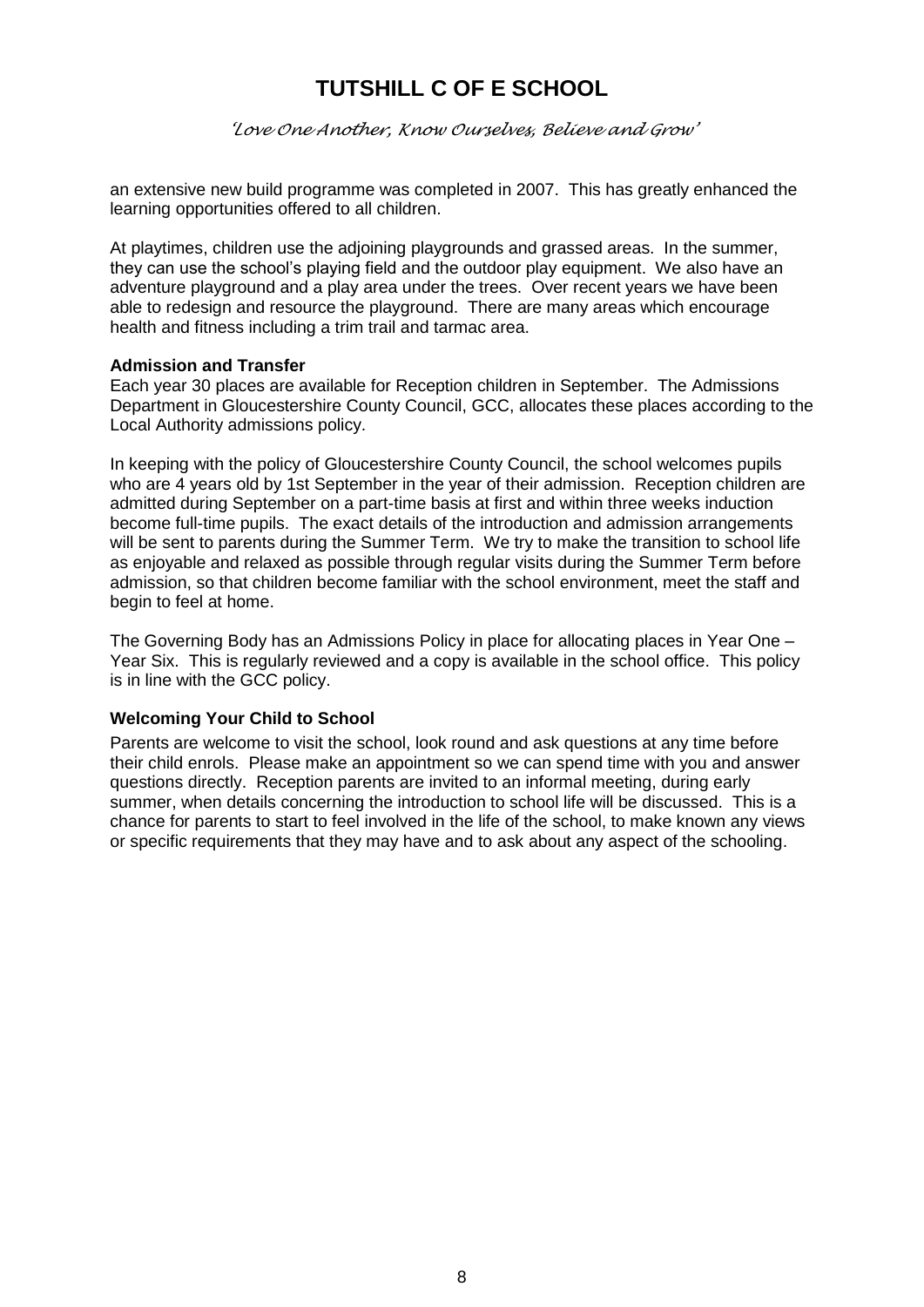an extensive new build programme was completed in 2007. This has greatly enhanced the learning opportunities offered to all children.

At playtimes, children use the adjoining playgrounds and grassed areas. In the summer, they can use the school's playing field and the outdoor play equipment. We also have an adventure playground and a play area under the trees. Over recent years we have been able to redesign and resource the playground. There are many areas which encourage health and fitness including a trim trail and tarmac area.

**Admission and Transfer**

Each year 30 places are available for Reception children in September. The Admissions Department in Gloucestershire County Council, GCC, allocates these places according to the Local Authority admissions policy.

In keeping with the policy of Gloucestershire County Council, the school welcomes pupils who are 4 years old by 1st September in the year of their admission. Reception children are admitted during September on a part-time basis at first and within three weeks induction become full-time pupils. The exact details of the introduction and admission arrangements will be sent to parents during the Summer Term. We try to make the transition to school life as enjoyable and relaxed as possible through regular visits during the Summer Term before admission, so that children become familiar with the school environment, meet the staff and begin to feel at home.

The Governing Body has an Admissions Policy in place for allocating places in Year One – Year Six. This is regularly reviewed and a copy is available in the school office. This policy is in line with the GCC policy.

**Welcoming Your Child to School**

Parents are welcome to visit the school, look round and ask questions at any time before their child enrols. Please make an appointment so we can spend time with you and answer questions directly. Reception parents are invited to an informal meeting, during early summer, when details concerning the introduction to school life will be discussed. This is a chance for parents to start to feel involved in the life of the school, to make known any views or specific requirements that they may have and to ask about any aspect of the schooling.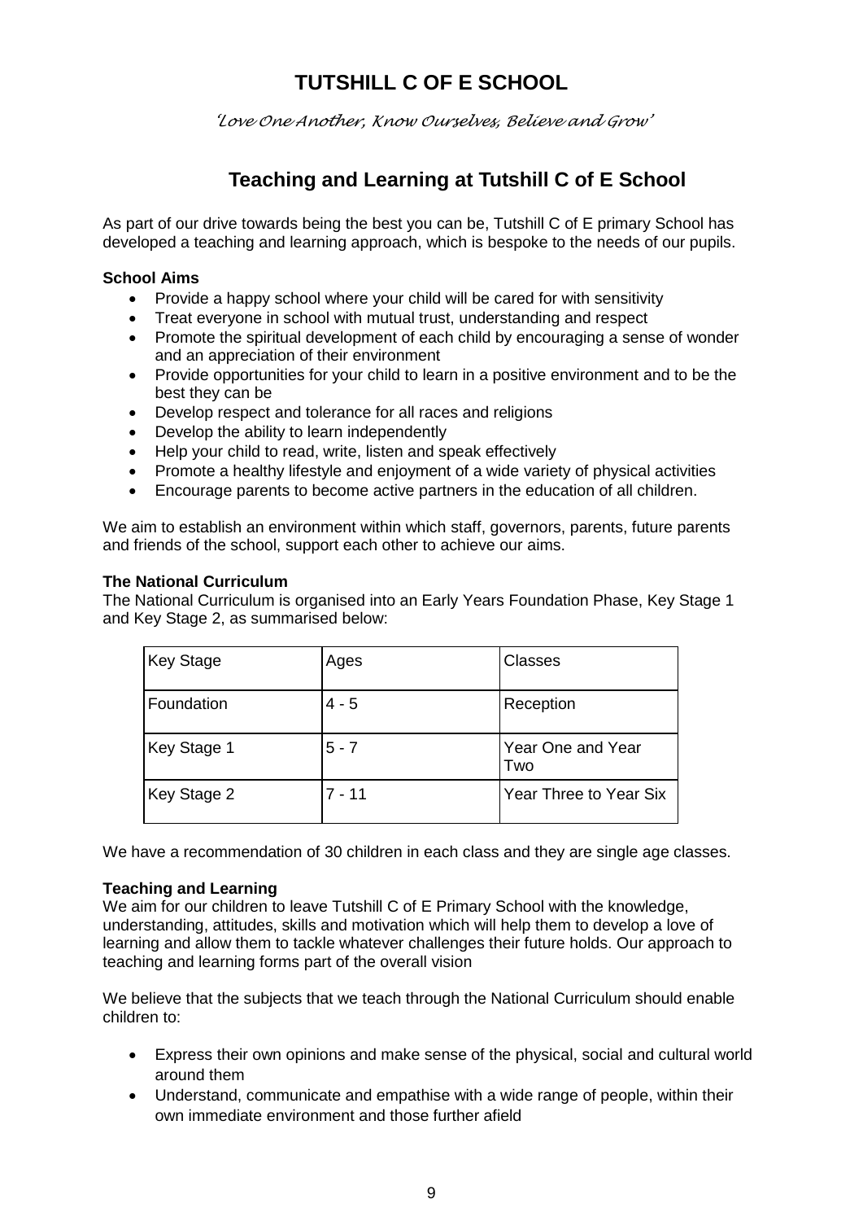# TUTSHILL C OF E SCHOOL

*'Love One Another, Know Ourselves, Believe and Grow'*

## Teaching and Learning at Tutshill C of E School

As part of our drive towards being the best you can be, Tutshill C of E primary School has developed a teaching and learning approach, which is bespoke to the needs of our pupils.

**School Aims**

- Provide a happy school where your child will be cared for with sensitivity
- Treat everyone in school with mutual trust, understanding and respect
- Promote the spiritual development of each child by encouraging a sense of wonder and an appreciation of their environment
- Provide opportunities for your child to learn in a positive environment and to be the best they can be
- Develop respect and tolerance for all races and religions
- Develop the ability to learn independently
- Help your child to read, write, listen and speak effectively
- Promote a healthy lifestyle and enjoyment of a wide variety of physical activities
- Encourage parents to become active partners in the education of all children.

We aim to establish an environment within which staff, governors, parents, future parents and friends of the school, support each other to achieve our aims.

**The National Curriculum**

The National Curriculum is organised into an Early Years Foundation Phase, Key Stage 1 and Key Stage 2, as summarised below:

| Key Stage | Ages | Classes |
|---|---|---|
| Foundation | 4 - 5 | Reception |
| Key Stage 1 | 5 - 7 | Year One and Year Two |
| Key Stage 2 | 7 - 11 | Year Three to Year Six |

We have a recommendation of 30 children in each class and they are single age classes.

**Teaching and Learning**

We aim for our children to leave Tutshill C of E Primary School with the knowledge, understanding, attitudes, skills and motivation which will help them to develop a love of learning and allow them to tackle whatever challenges their future holds. Our approach to teaching and learning forms part of the overall vision

We believe that the subjects that we teach through the National Curriculum should enable children to:

- Express their own opinions and make sense of the physical, social and cultural world around them
- Understand, communicate and empathise with a wide range of people, within their own immediate environment and those further afield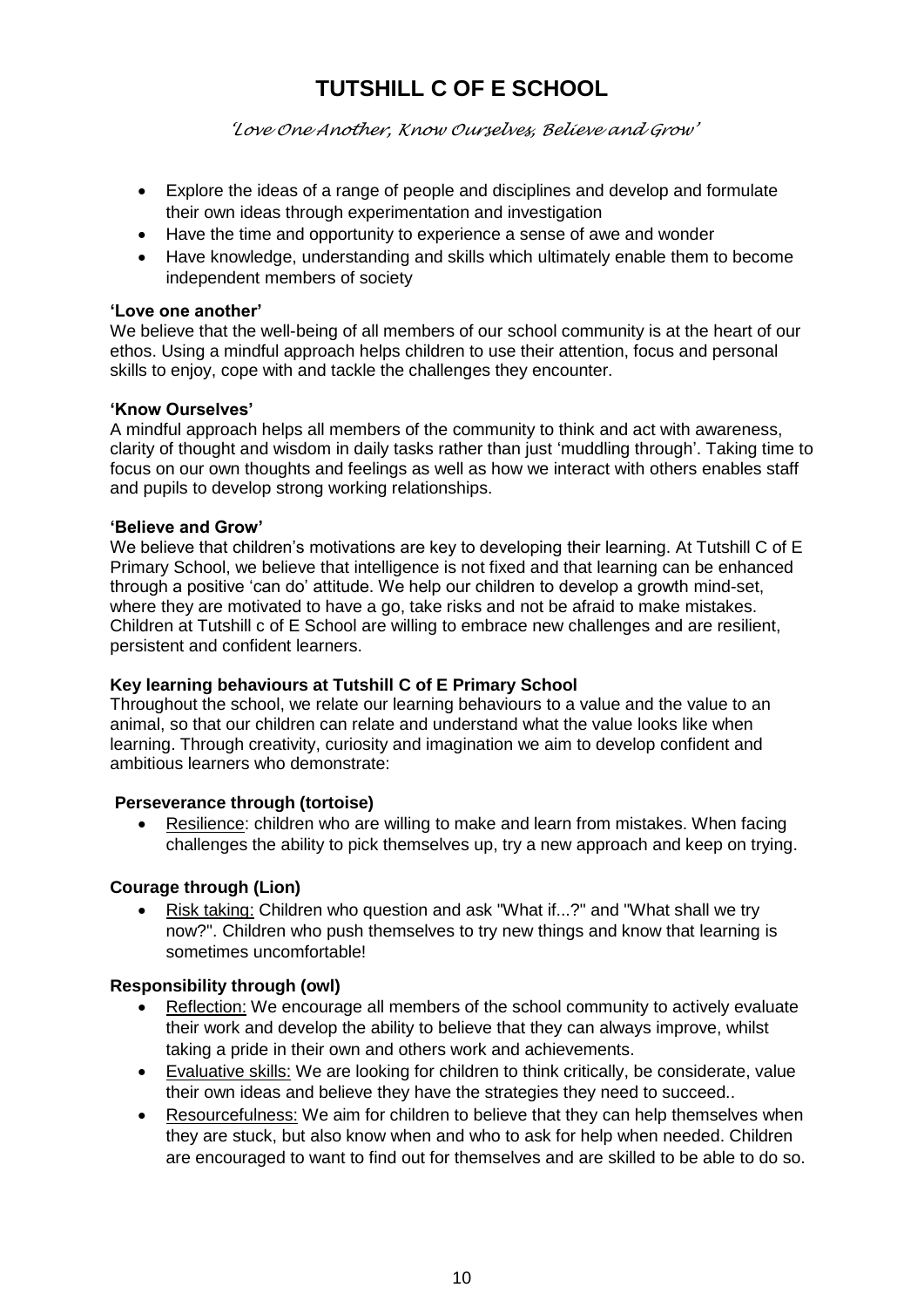# TUTSHILL C OF E SCHOOL

*'Love One Another, Know Ourselves, Believe and Grow'*

- Explore the ideas of a range of people and disciplines and develop and formulate their own ideas through experimentation and investigation
- Have the time and opportunity to experience a sense of awe and wonder
- Have knowledge, understanding and skills which ultimately enable them to become independent members of society

**'Love one another'**
We believe that the well-being of all members of our school community is at the heart of our ethos. Using a mindful approach helps children to use their attention, focus and personal skills to enjoy, cope with and tackle the challenges they encounter.

**'Know Ourselves'**
A mindful approach helps all members of the community to think and act with awareness, clarity of thought and wisdom in daily tasks rather than just 'muddling through'. Taking time to focus on our own thoughts and feelings as well as how we interact with others enables staff and pupils to develop strong working relationships.

**'Believe and Grow'**
We believe that children's motivations are key to developing their learning. At Tutshill C of E Primary School, we believe that intelligence is not fixed and that learning can be enhanced through a positive 'can do' attitude. We help our children to develop a growth mind-set, where they are motivated to have a go, take risks and not be afraid to make mistakes. Children at Tutshill c of E School are willing to embrace new challenges and are resilient, persistent and confident learners.

**Key learning behaviours at Tutshill C of E Primary School**
Throughout the school, we relate our learning behaviours to a value and the value to an animal, so that our children can relate and understand what the value looks like when learning. Through creativity, curiosity and imagination we aim to develop confident and ambitious learners who demonstrate:

**Perseverance through (tortoise)**

- Resilience: children who are willing to make and learn from mistakes. When facing challenges the ability to pick themselves up, try a new approach and keep on trying.

**Courage through (Lion)**

- Risk taking: Children who question and ask "What if...?" and "What shall we try now?". Children who push themselves to try new things and know that learning is sometimes uncomfortable!

**Responsibility through (owl)**

- Reflection: We encourage all members of the school community to actively evaluate their work and develop the ability to believe that they can always improve, whilst taking a pride in their own and others work and achievements.
- Evaluative skills: We are looking for children to think critically, be considerate, value their own ideas and believe they have the strategies they need to succeed..
- Resourcefulness: We aim for children to believe that they can help themselves when they are stuck, but also know when and who to ask for help when needed. Children are encouraged to want to find out for themselves and are skilled to be able to do so.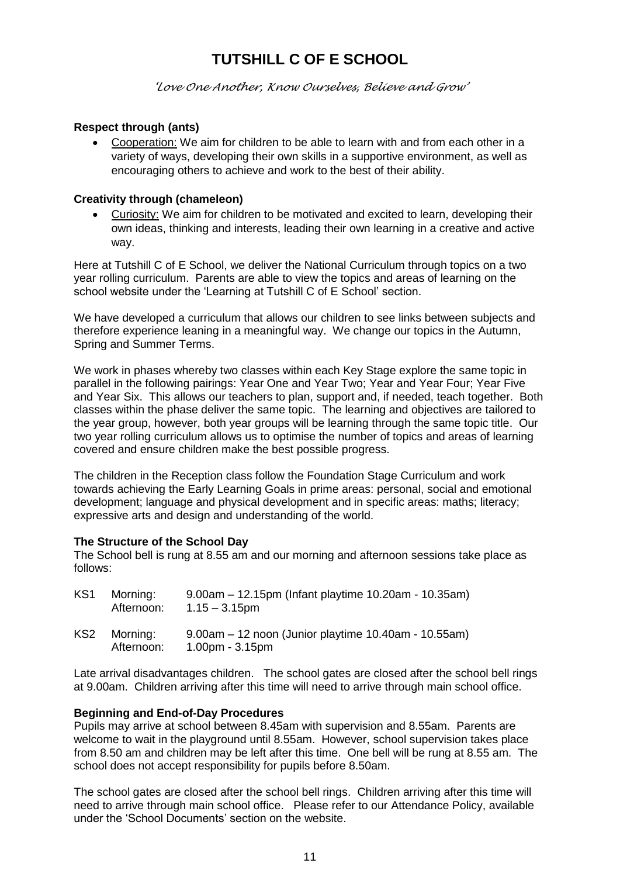# TUTSHILL C OF E SCHOOL

*'Love One Another, Know Ourselves, Believe and Grow'*

**Respect through (ants)**

- Cooperation: We aim for children to be able to learn with and from each other in a variety of ways, developing their own skills in a supportive environment, as well as encouraging others to achieve and work to the best of their ability.

**Creativity through (chameleon)**

- Curiosity: We aim for children to be motivated and excited to learn, developing their own ideas, thinking and interests, leading their own learning in a creative and active way.

Here at Tutshill C of E School, we deliver the National Curriculum through topics on a two year rolling curriculum. Parents are able to view the topics and areas of learning on the school website under the 'Learning at Tutshill C of E School' section.

We have developed a curriculum that allows our children to see links between subjects and therefore experience leaning in a meaningful way. We change our topics in the Autumn, Spring and Summer Terms.

We work in phases whereby two classes within each Key Stage explore the same topic in parallel in the following pairings: Year One and Year Two; Year and Year Four; Year Five and Year Six. This allows our teachers to plan, support and, if needed, teach together. Both classes within the phase deliver the same topic. The learning and objectives are tailored to the year group, however, both year groups will be learning through the same topic title. Our two year rolling curriculum allows us to optimise the number of topics and areas of learning covered and ensure children make the best possible progress.

The children in the Reception class follow the Foundation Stage Curriculum and work towards achieving the Early Learning Goals in prime areas: personal, social and emotional development; language and physical development and in specific areas: maths; literacy; expressive arts and design and understanding of the world.

**The Structure of the School Day**

The School bell is rung at 8.55 am and our morning and afternoon sessions take place as follows:

| | | |
|---|---|---|
| KS1 | Morning: | 9.00am – 12.15pm (Infant playtime 10.20am - 10.35am) |
| | Afternoon: | 1.15 – 3.15pm |
| KS2 | Morning: | 9.00am – 12 noon (Junior playtime 10.40am - 10.55am) |
| | Afternoon: | 1.00pm - 3.15pm |

Late arrival disadvantages children. The school gates are closed after the school bell rings at 9.00am. Children arriving after this time will need to arrive through main school office.

**Beginning and End-of-Day Procedures**

Pupils may arrive at school between 8.45am with supervision and 8.55am. Parents are welcome to wait in the playground until 8.55am. However, school supervision takes place from 8.50 am and children may be left after this time. One bell will be rung at 8.55 am. The school does not accept responsibility for pupils before 8.50am.

The school gates are closed after the school bell rings. Children arriving after this time will need to arrive through main school office. Please refer to our Attendance Policy, available under the 'School Documents' section on the website.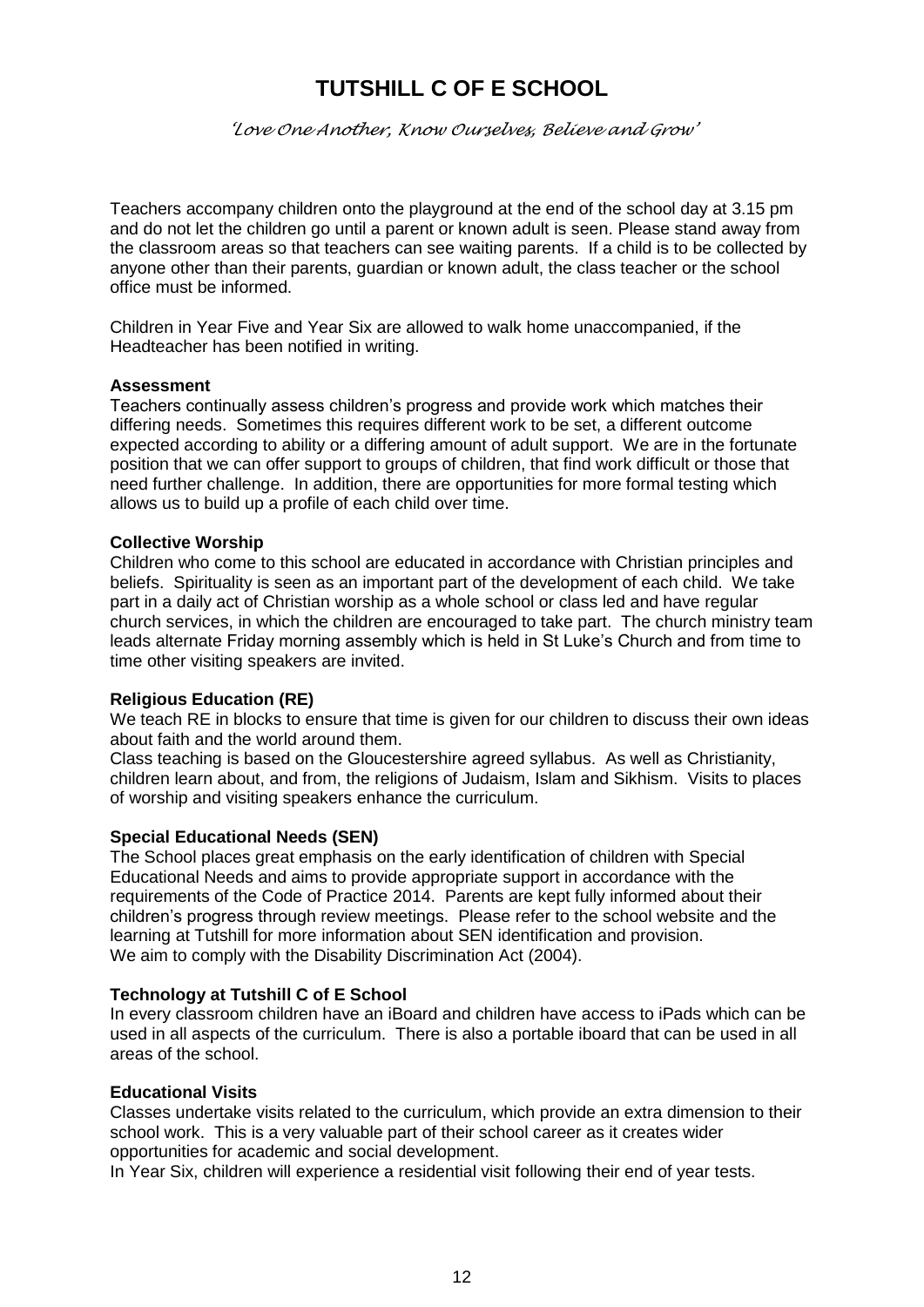# TUTSHILL C OF E SCHOOL

*'Love One Another, Know Ourselves, Believe and Grow'*

Teachers accompany children onto the playground at the end of the school day at 3.15 pm and do not let the children go until a parent or known adult is seen. Please stand away from the classroom areas so that teachers can see waiting parents. If a child is to be collected by anyone other than their parents, guardian or known adult, the class teacher or the school office must be informed.

Children in Year Five and Year Six are allowed to walk home unaccompanied, if the Headteacher has been notified in writing.

**Assessment**

Teachers continually assess children's progress and provide work which matches their differing needs. Sometimes this requires different work to be set, a different outcome expected according to ability or a differing amount of adult support. We are in the fortunate position that we can offer support to groups of children, that find work difficult or those that need further challenge. In addition, there are opportunities for more formal testing which allows us to build up a profile of each child over time.

**Collective Worship**

Children who come to this school are educated in accordance with Christian principles and beliefs. Spirituality is seen as an important part of the development of each child. We take part in a daily act of Christian worship as a whole school or class led and have regular church services, in which the children are encouraged to take part. The church ministry team leads alternate Friday morning assembly which is held in St Luke's Church and from time to time other visiting speakers are invited.

**Religious Education (RE)**

We teach RE in blocks to ensure that time is given for our children to discuss their own ideas about faith and the world around them.

Class teaching is based on the Gloucestershire agreed syllabus. As well as Christianity, children learn about, and from, the religions of Judaism, Islam and Sikhism. Visits to places of worship and visiting speakers enhance the curriculum.

**Special Educational Needs (SEN)**

The School places great emphasis on the early identification of children with Special Educational Needs and aims to provide appropriate support in accordance with the requirements of the Code of Practice 2014. Parents are kept fully informed about their children's progress through review meetings. Please refer to the school website and the learning at Tutshill for more information about SEN identification and provision.
We aim to comply with the Disability Discrimination Act (2004).

**Technology at Tutshill C of E School**

In every classroom children have an iBoard and children have access to iPads which can be used in all aspects of the curriculum. There is also a portable iboard that can be used in all areas of the school.

**Educational Visits**

Classes undertake visits related to the curriculum, which provide an extra dimension to their school work. This is a very valuable part of their school career as it creates wider opportunities for academic and social development.

In Year Six, children will experience a residential visit following their end of year tests.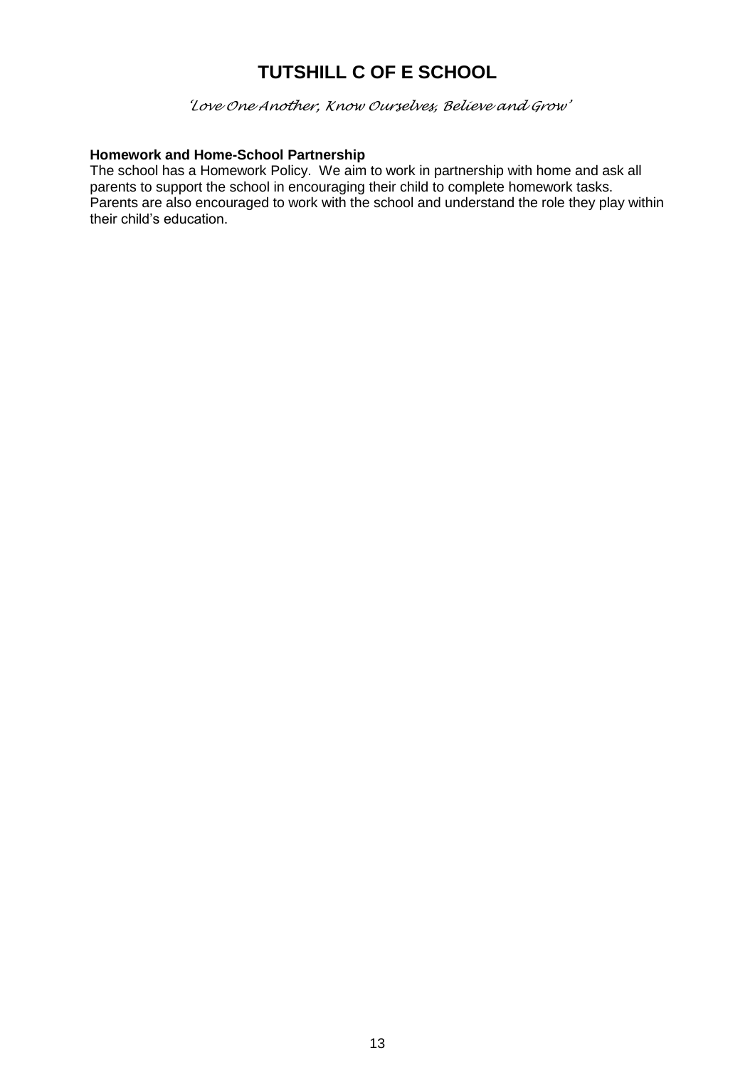# TUTSHILL C OF E SCHOOL

*'Love One Another, Know Ourselves, Believe and Grow'*

**Homework and Home-School Partnership**

The school has a Homework Policy. We aim to work in partnership with home and ask all parents to support the school in encouraging their child to complete homework tasks. Parents are also encouraged to work with the school and understand the role they play within their child's education.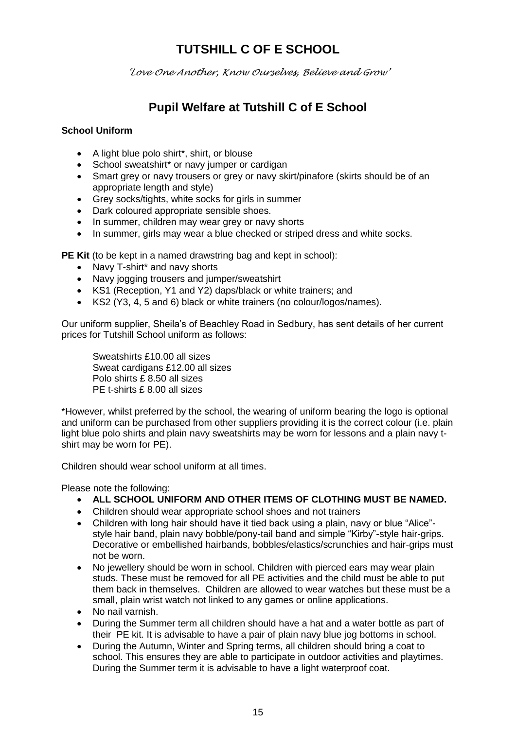# TUTSHILL C OF E SCHOOL

*'Love One Another, Know Ourselves, Believe and Grow'*

## Pupil Welfare at Tutshill C of E School

**School Uniform**

- A light blue polo shirt*, shirt, or blouse
- School sweatshirt* or navy jumper or cardigan
- Smart grey or navy trousers or grey or navy skirt/pinafore (skirts should be of an appropriate length and style)
- Grey socks/tights, white socks for girls in summer
- Dark coloured appropriate sensible shoes.
- In summer, children may wear grey or navy shorts
- In summer, girls may wear a blue checked or striped dress and white socks.

**PE Kit** (to be kept in a named drawstring bag and kept in school):

- Navy T-shirt* and navy shorts
- Navy jogging trousers and jumper/sweatshirt
- KS1 (Reception, Y1 and Y2) daps/black or white trainers; and
- KS2 (Y3, 4, 5 and 6) black or white trainers (no colour/logos/names).

Our uniform supplier, Sheila's of Beachley Road in Sedbury, has sent details of her current prices for Tutshill School uniform as follows:

Sweatshirts £10.00 all sizes
Sweat cardigans £12.00 all sizes
Polo shirts £ 8.50 all sizes
PE t-shirts £ 8.00 all sizes

*However, whilst preferred by the school, the wearing of uniform bearing the logo is optional and uniform can be purchased from other suppliers providing it is the correct colour (i.e. plain light blue polo shirts and plain navy sweatshirts may be worn for lessons and a plain navy t-shirt may be worn for PE).

Children should wear school uniform at all times.

Please note the following:

- **ALL SCHOOL UNIFORM AND OTHER ITEMS OF CLOTHING MUST BE NAMED.**
- Children should wear appropriate school shoes and not trainers
- Children with long hair should have it tied back using a plain, navy or blue "Alice"-style hair band, plain navy bobble/pony-tail band and simple "Kirby"-style hair-grips. Decorative or embellished hairbands, bobbles/elastics/scrunchies and hair-grips must not be worn.
- No jewellery should be worn in school. Children with pierced ears may wear plain studs. These must be removed for all PE activities and the child must be able to put them back in themselves. Children are allowed to wear watches but these must be a small, plain wrist watch not linked to any games or online applications.
- No nail varnish.
- During the Summer term all children should have a hat and a water bottle as part of their PE kit. It is advisable to have a pair of plain navy blue jog bottoms in school.
- During the Autumn, Winter and Spring terms, all children should bring a coat to school. This ensures they are able to participate in outdoor activities and playtimes. During the Summer term it is advisable to have a light waterproof coat.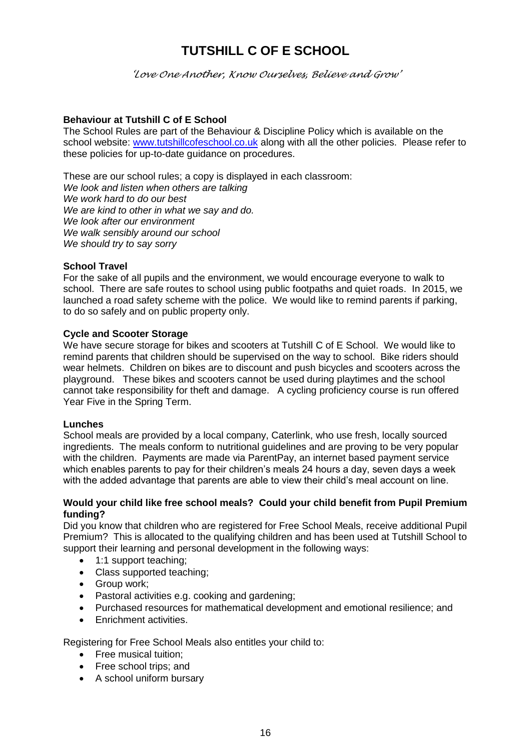# TUTSHILL C OF E SCHOOL

*'Love One Another, Know Ourselves, Believe and Grow'*

**Behaviour at Tutshill C of E School**

The School Rules are part of the Behaviour & Discipline Policy which is available on the school website: [www.tutshillcofeschool.co.uk](http://www.tutshillcofeschool.co.uk) along with all the other policies. Please refer to these policies for up-to-date guidance on procedures.

These are our school rules; a copy is displayed in each classroom:
*We look and listen when others are talking*
*We work hard to do our best*
*We are kind to other in what we say and do.*
*We look after our environment*
*We walk sensibly around our school*
*We should try to say sorry*

**School Travel**

For the sake of all pupils and the environment, we would encourage everyone to walk to school. There are safe routes to school using public footpaths and quiet roads. In 2015, we launched a road safety scheme with the police. We would like to remind parents if parking, to do so safely and on public property only.

**Cycle and Scooter Storage**

We have secure storage for bikes and scooters at Tutshill C of E School. We would like to remind parents that children should be supervised on the way to school. Bike riders should wear helmets. Children on bikes are to discount and push bicycles and scooters across the playground. These bikes and scooters cannot be used during playtimes and the school cannot take responsibility for theft and damage. A cycling proficiency course is run offered Year Five in the Spring Term.

**Lunches**

School meals are provided by a local company, Caterlink, who use fresh, locally sourced ingredients. The meals conform to nutritional guidelines and are proving to be very popular with the children. Payments are made via ParentPay, an internet based payment service which enables parents to pay for their children's meals 24 hours a day, seven days a week with the added advantage that parents are able to view their child's meal account on line.

**Would your child like free school meals? Could your child benefit from Pupil Premium funding?**

Did you know that children who are registered for Free School Meals, receive additional Pupil Premium? This is allocated to the qualifying children and has been used at Tutshill School to support their learning and personal development in the following ways:

- 1:1 support teaching;
- Class supported teaching;
- Group work;
- Pastoral activities e.g. cooking and gardening;
- Purchased resources for mathematical development and emotional resilience; and
- Enrichment activities.

Registering for Free School Meals also entitles your child to:

- Free musical tuition;
- Free school trips; and
- A school uniform bursary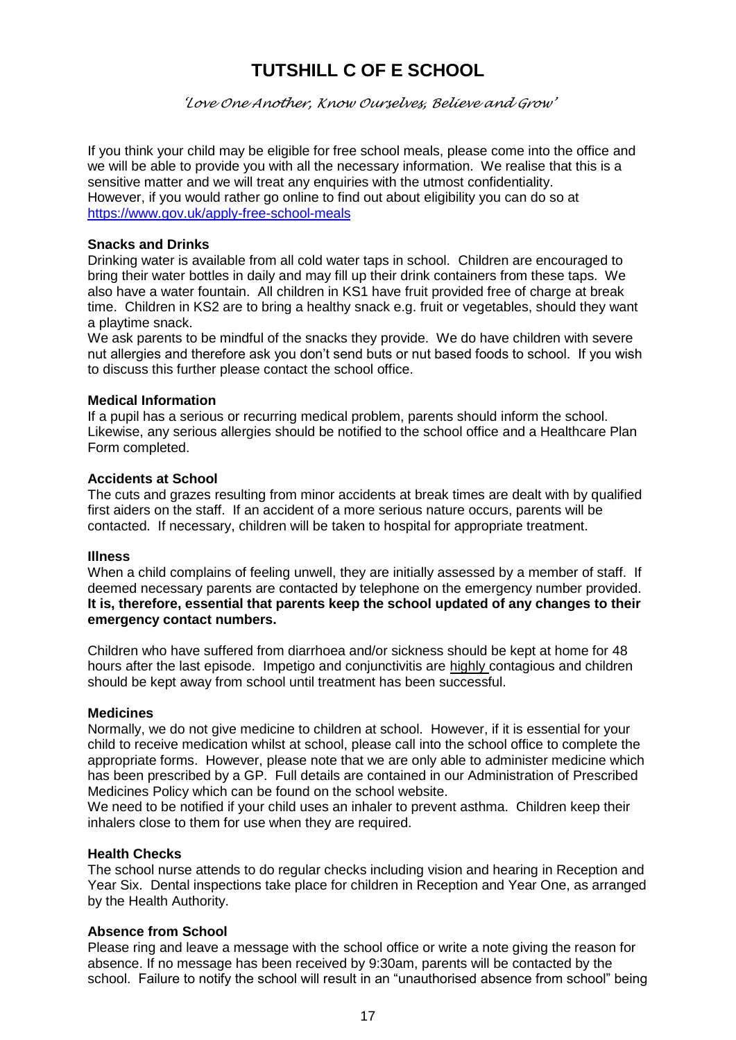# TUTSHILL C OF E SCHOOL

*'Love One Another, Know Ourselves, Believe and Grow'*

If you think your child may be eligible for free school meals, please come into the office and we will be able to provide you with all the necessary information. We realise that this is a sensitive matter and we will treat any enquiries with the utmost confidentiality. However, if you would rather go online to find out about eligibility you can do so at https://www.gov.uk/apply-free-school-meals

**Snacks and Drinks**

Drinking water is available from all cold water taps in school. Children are encouraged to bring their water bottles in daily and may fill up their drink containers from these taps. We also have a water fountain. All children in KS1 have fruit provided free of charge at break time. Children in KS2 are to bring a healthy snack e.g. fruit or vegetables, should they want a playtime snack.

We ask parents to be mindful of the snacks they provide. We do have children with severe nut allergies and therefore ask you don't send buts or nut based foods to school. If you wish to discuss this further please contact the school office.

**Medical Information**

If a pupil has a serious or recurring medical problem, parents should inform the school. Likewise, any serious allergies should be notified to the school office and a Healthcare Plan Form completed.

**Accidents at School**

The cuts and grazes resulting from minor accidents at break times are dealt with by qualified first aiders on the staff. If an accident of a more serious nature occurs, parents will be contacted. If necessary, children will be taken to hospital for appropriate treatment.

**Illness**

When a child complains of feeling unwell, they are initially assessed by a member of staff. If deemed necessary parents are contacted by telephone on the emergency number provided. **It is, therefore, essential that parents keep the school updated of any changes to their emergency contact numbers.**

Children who have suffered from diarrhoea and/or sickness should be kept at home for 48 hours after the last episode. Impetigo and conjunctivitis are highly contagious and children should be kept away from school until treatment has been successful.

**Medicines**

Normally, we do not give medicine to children at school. However, if it is essential for your child to receive medication whilst at school, please call into the school office to complete the appropriate forms. However, please note that we are only able to administer medicine which has been prescribed by a GP. Full details are contained in our Administration of Prescribed Medicines Policy which can be found on the school website.

We need to be notified if your child uses an inhaler to prevent asthma. Children keep their inhalers close to them for use when they are required.

**Health Checks**

The school nurse attends to do regular checks including vision and hearing in Reception and Year Six. Dental inspections take place for children in Reception and Year One, as arranged by the Health Authority.

**Absence from School**

Please ring and leave a message with the school office or write a note giving the reason for absence. If no message has been received by 9:30am, parents will be contacted by the school. Failure to notify the school will result in an "unauthorised absence from school" being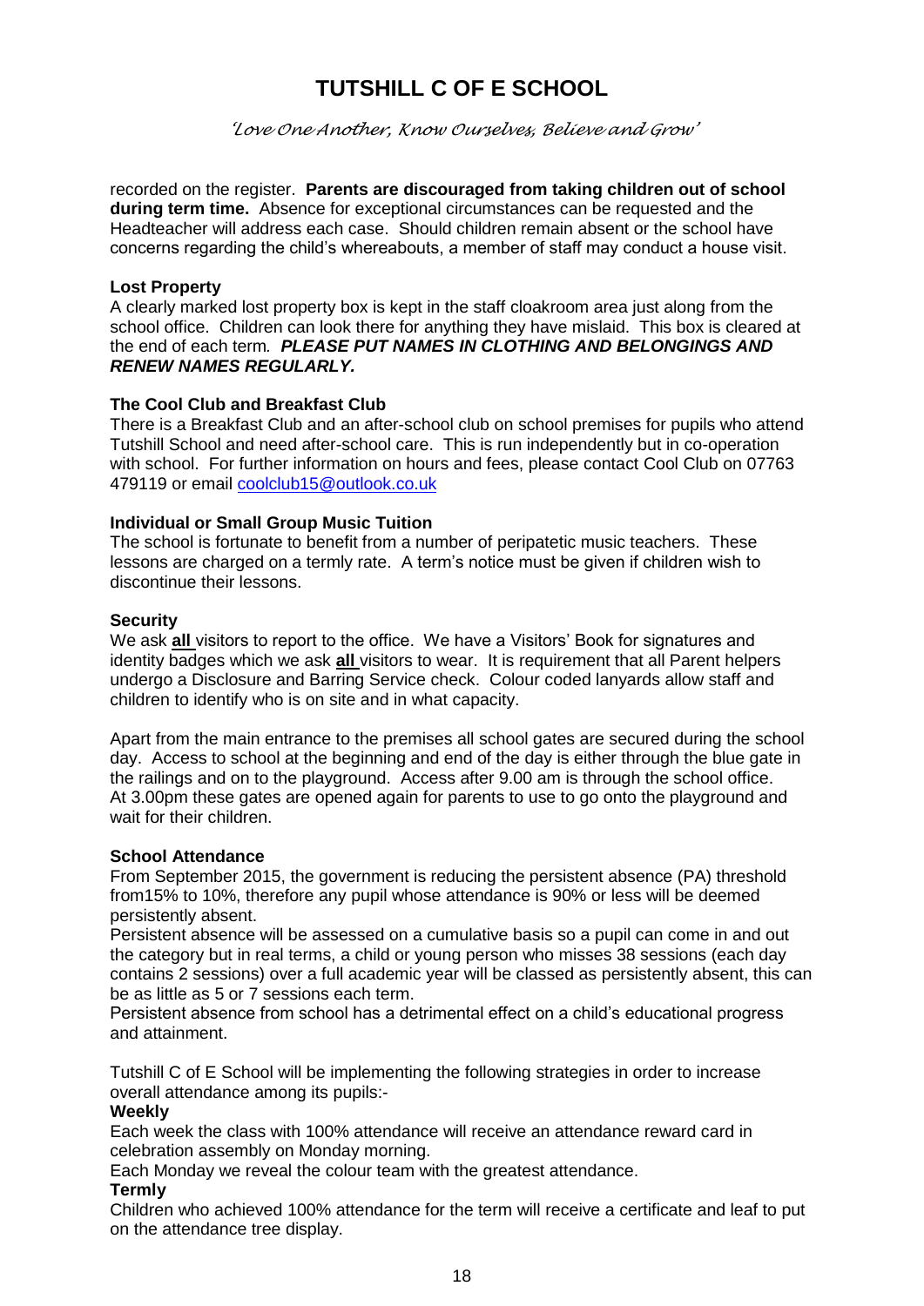recorded on the register. **Parents are discouraged from taking children out of school during term time.** Absence for exceptional circumstances can be requested and the Headteacher will address each case. Should children remain absent or the school have concerns regarding the child's whereabouts, a member of staff may conduct a house visit.

### Lost Property

A clearly marked lost property box is kept in the staff cloakroom area just along from the school office. Children can look there for anything they have mislaid. This box is cleared at the end of each term. ***PLEASE PUT NAMES IN CLOTHING AND BELONGINGS AND RENEW NAMES REGULARLY.***

### The Cool Club and Breakfast Club

There is a Breakfast Club and an after-school club on school premises for pupils who attend Tutshill School and need after-school care. This is run independently but in co-operation with school. For further information on hours and fees, please contact Cool Club on 07763 479119 or email coolclub15@outlook.co.uk

### Individual or Small Group Music Tuition

The school is fortunate to benefit from a number of peripatetic music teachers. These lessons are charged on a termly rate. A term's notice must be given if children wish to discontinue their lessons.

### Security

We ask **all** visitors to report to the office. We have a Visitors' Book for signatures and identity badges which we ask **all** visitors to wear. It is requirement that all Parent helpers undergo a Disclosure and Barring Service check. Colour coded lanyards allow staff and children to identify who is on site and in what capacity.

Apart from the main entrance to the premises all school gates are secured during the school day. Access to school at the beginning and end of the day is either through the blue gate in the railings and on to the playground. Access after 9.00 am is through the school office. At 3.00pm these gates are opened again for parents to use to go onto the playground and wait for their children.

### School Attendance

From September 2015, the government is reducing the persistent absence (PA) threshold from15% to 10%, therefore any pupil whose attendance is 90% or less will be deemed persistently absent.

Persistent absence will be assessed on a cumulative basis so a pupil can come in and out the category but in real terms, a child or young person who misses 38 sessions (each day contains 2 sessions) over a full academic year will be classed as persistently absent, this can be as little as 5 or 7 sessions each term.

Persistent absence from school has a detrimental effect on a child's educational progress and attainment.

Tutshill C of E School will be implementing the following strategies in order to increase overall attendance among its pupils:-

**Weekly**

Each week the class with 100% attendance will receive an attendance reward card in celebration assembly on Monday morning.

Each Monday we reveal the colour team with the greatest attendance.

**Termly**

Children who achieved 100% attendance for the term will receive a certificate and leaf to put on the attendance tree display.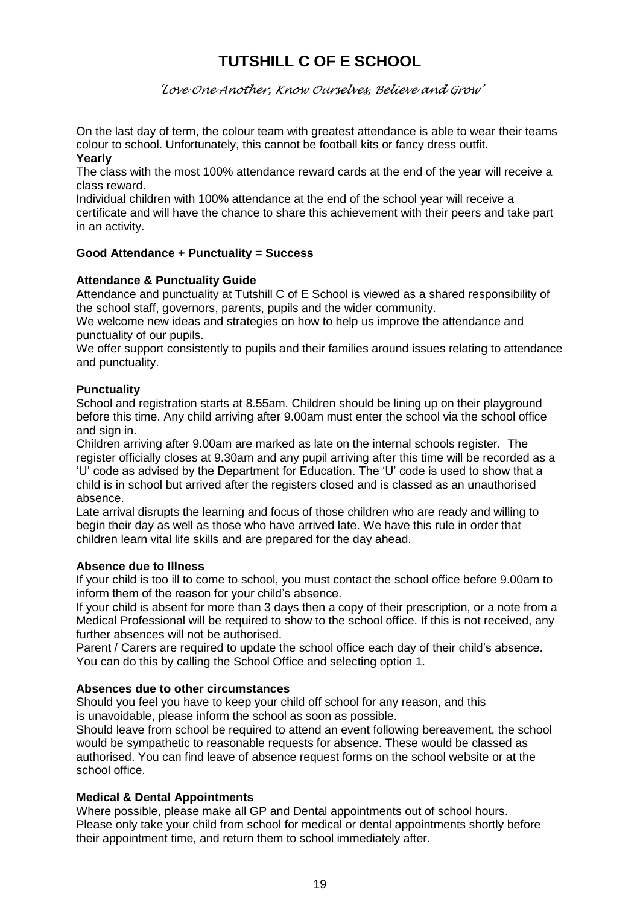# TUTSHILL C OF E SCHOOL

*'Love One Another, Know Ourselves, Believe and Grow'*

On the last day of term, the colour team with greatest attendance is able to wear their teams colour to school. Unfortunately, this cannot be football kits or fancy dress outfit.

**Yearly**

The class with the most 100% attendance reward cards at the end of the year will receive a class reward.

Individual children with 100% attendance at the end of the school year will receive a certificate and will have the chance to share this achievement with their peers and take part in an activity.

**Good Attendance + Punctuality = Success**

**Attendance & Punctuality Guide**

Attendance and punctuality at Tutshill C of E School is viewed as a shared responsibility of the school staff, governors, parents, pupils and the wider community.

We welcome new ideas and strategies on how to help us improve the attendance and punctuality of our pupils.

We offer support consistently to pupils and their families around issues relating to attendance and punctuality.

**Punctuality**

School and registration starts at 8.55am. Children should be lining up on their playground before this time. Any child arriving after 9.00am must enter the school via the school office and sign in.

Children arriving after 9.00am are marked as late on the internal schools register. The register officially closes at 9.30am and any pupil arriving after this time will be recorded as a 'U' code as advised by the Department for Education. The 'U' code is used to show that a child is in school but arrived after the registers closed and is classed as an unauthorised absence.

Late arrival disrupts the learning and focus of those children who are ready and willing to begin their day as well as those who have arrived late. We have this rule in order that children learn vital life skills and are prepared for the day ahead.

**Absence due to Illness**

If your child is too ill to come to school, you must contact the school office before 9.00am to inform them of the reason for your child's absence.

If your child is absent for more than 3 days then a copy of their prescription, or a note from a Medical Professional will be required to show to the school office. If this is not received, any further absences will not be authorised.

Parent / Carers are required to update the school office each day of their child's absence. You can do this by calling the School Office and selecting option 1.

**Absences due to other circumstances**

Should you feel you have to keep your child off school for any reason, and this is unavoidable, please inform the school as soon as possible.

Should leave from school be required to attend an event following bereavement, the school would be sympathetic to reasonable requests for absence. These would be classed as authorised. You can find leave of absence request forms on the school website or at the school office.

**Medical & Dental Appointments**

Where possible, please make all GP and Dental appointments out of school hours.
Please only take your child from school for medical or dental appointments shortly before their appointment time, and return them to school immediately after.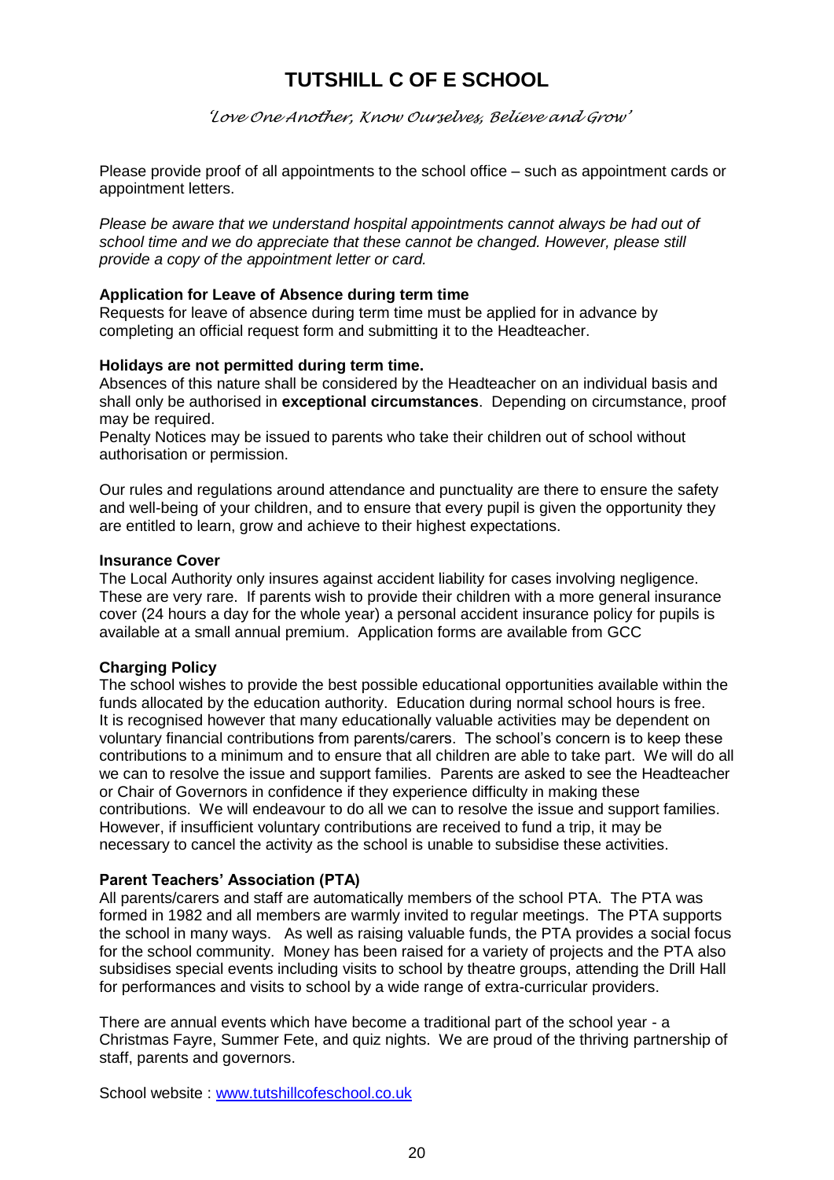Please provide proof of all appointments to the school office – such as appointment cards or appointment letters.

*Please be aware that we understand hospital appointments cannot always be had out of school time and we do appreciate that these cannot be changed. However, please still provide a copy of the appointment letter or card.*

**Application for Leave of Absence during term time**

Requests for leave of absence during term time must be applied for in advance by completing an official request form and submitting it to the Headteacher.

**Holidays are not permitted during term time.**

Absences of this nature shall be considered by the Headteacher on an individual basis and shall only be authorised in **exceptional circumstances**. Depending on circumstance, proof may be required.

Penalty Notices may be issued to parents who take their children out of school without authorisation or permission.

Our rules and regulations around attendance and punctuality are there to ensure the safety and well-being of your children, and to ensure that every pupil is given the opportunity they are entitled to learn, grow and achieve to their highest expectations.

**Insurance Cover**

The Local Authority only insures against accident liability for cases involving negligence. These are very rare. If parents wish to provide their children with a more general insurance cover (24 hours a day for the whole year) a personal accident insurance policy for pupils is available at a small annual premium. Application forms are available from GCC

**Charging Policy**

The school wishes to provide the best possible educational opportunities available within the funds allocated by the education authority. Education during normal school hours is free. It is recognised however that many educationally valuable activities may be dependent on voluntary financial contributions from parents/carers. The school's concern is to keep these contributions to a minimum and to ensure that all children are able to take part. We will do all we can to resolve the issue and support families. Parents are asked to see the Headteacher or Chair of Governors in confidence if they experience difficulty in making these contributions. We will endeavour to do all we can to resolve the issue and support families. However, if insufficient voluntary contributions are received to fund a trip, it may be necessary to cancel the activity as the school is unable to subsidise these activities.

**Parent Teachers' Association (PTA)**

All parents/carers and staff are automatically members of the school PTA. The PTA was formed in 1982 and all members are warmly invited to regular meetings. The PTA supports the school in many ways. As well as raising valuable funds, the PTA provides a social focus for the school community. Money has been raised for a variety of projects and the PTA also subsidises special events including visits to school by theatre groups, attending the Drill Hall for performances and visits to school by a wide range of extra-curricular providers.

There are annual events which have become a traditional part of the school year - a Christmas Fayre, Summer Fete, and quiz nights. We are proud of the thriving partnership of staff, parents and governors.

School website : [www.tutshillcofeschool.co.uk](http://www.tutshillcofeschool.co.uk)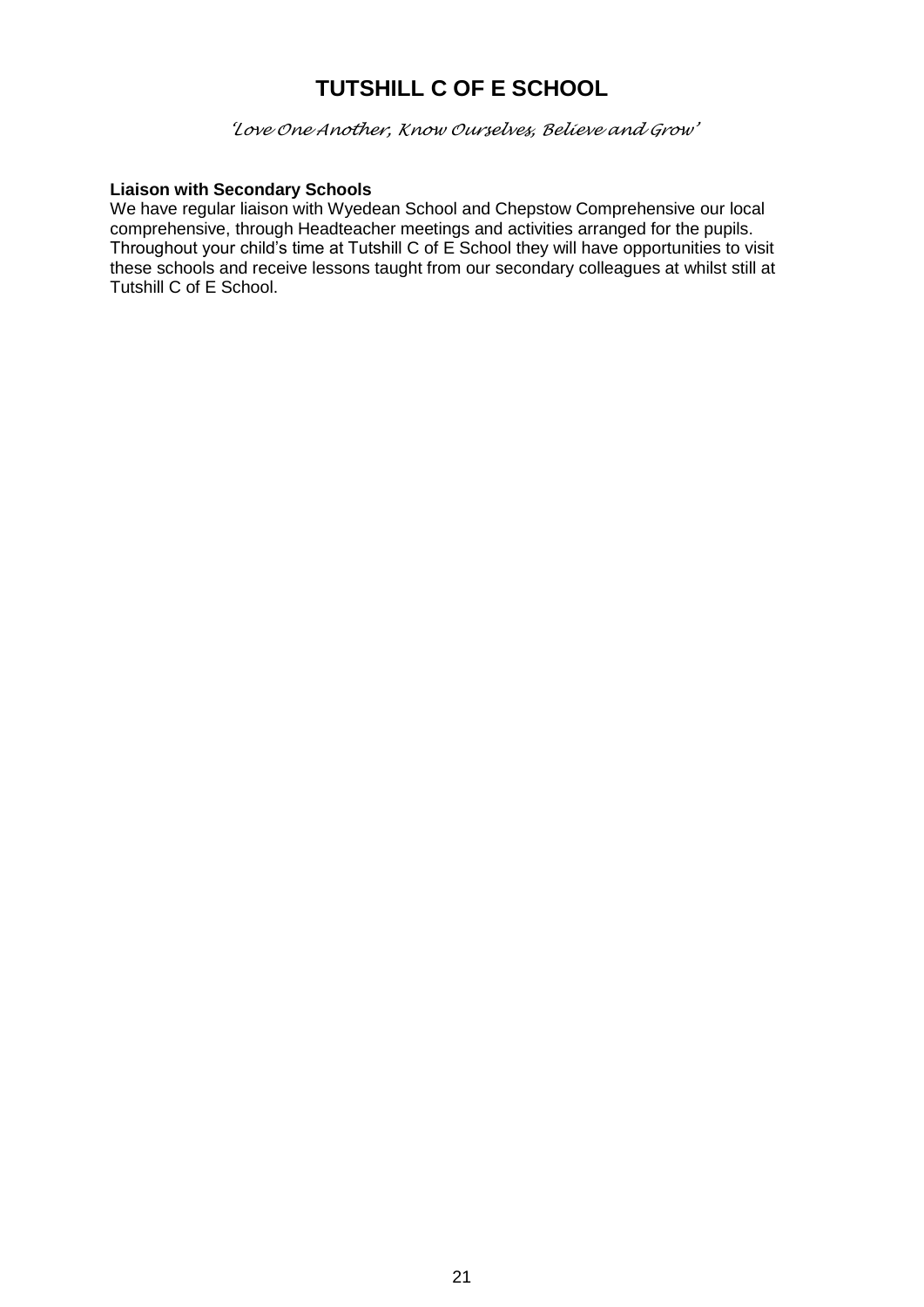# TUTSHILL C OF E SCHOOL

*'Love One Another, Know Ourselves, Believe and Grow'*

**Liaison with Secondary Schools**

We have regular liaison with Wyedean School and Chepstow Comprehensive our local comprehensive, through Headteacher meetings and activities arranged for the pupils. Throughout your child's time at Tutshill C of E School they will have opportunities to visit these schools and receive lessons taught from our secondary colleagues at whilst still at Tutshill C of E School.